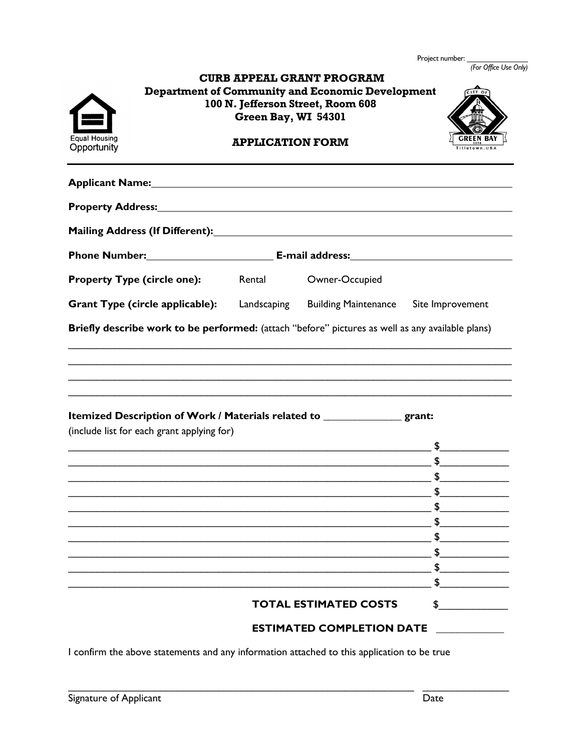Project number: _______________
*(For Office Use Only)*

# CURB APPEAL GRANT PROGRAM

**Department of Community and Economic Development**
**100 N. Jefferson Street, Room 608**
**Green Bay, WI 54301**

Equal Housing Opportunity

## APPLICATION FORM

**Applicant Name:** ____________________________________________

**Property Address:** ____________________________________________

**Mailing Address (If Different):** ____________________________________________

**Phone Number:** ______________________ **E-mail address:** ______________________

**Property Type (circle one):** Rental Owner-Occupied

**Grant Type (circle applicable):** Landscaping Building Maintenance Site Improvement

**Briefly describe work to be performed:** (attach "before" pictures as well as any available plans)

____________________________________________________________________________

____________________________________________________________________________

____________________________________________________________________________

____________________________________________________________________________

**Itemized Description of Work / Materials related to ______________ grant:**
(include list for each grant applying for)

____________________________________________________________ $____________

____________________________________________________________ $____________

____________________________________________________________ $____________

____________________________________________________________ $____________

____________________________________________________________ $____________

____________________________________________________________ $____________

____________________________________________________________ $____________

____________________________________________________________ $____________

____________________________________________________________ $____________

____________________________________________________________ $____________

**TOTAL ESTIMATED COSTS** $____________

**ESTIMATED COMPLETION DATE** ____________

I confirm the above statements and any information attached to this application to be true

____________________________________________________________ ________________

Signature of Applicant Date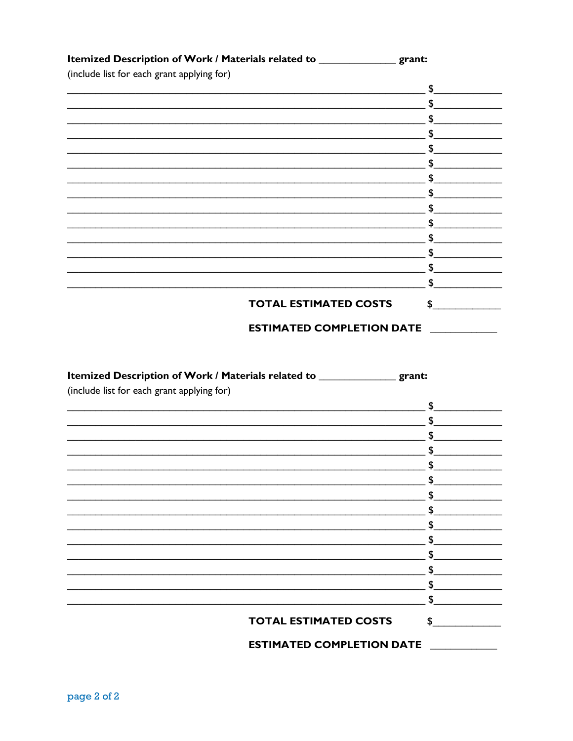**Itemized Description of Work / Materials related to ______________ grant:**
(include list for each grant applying for)

_________________________________________________________________ $____________
_________________________________________________________________ $____________
_________________________________________________________________ $____________
_________________________________________________________________ $____________
_________________________________________________________________ $____________
_________________________________________________________________ $____________
_________________________________________________________________ $____________
_________________________________________________________________ $____________
_________________________________________________________________ $____________
_________________________________________________________________ $____________
_________________________________________________________________ $____________
_________________________________________________________________ $____________
_________________________________________________________________ $____________
_________________________________________________________________ $____________

**TOTAL ESTIMATED COSTS** $____________

**ESTIMATED COMPLETION DATE** ____________

**Itemized Description of Work / Materials related to ______________ grant:**
(include list for each grant applying for)

_________________________________________________________________ $____________
_________________________________________________________________ $____________
_________________________________________________________________ $____________
_________________________________________________________________ $____________
_________________________________________________________________ $____________
_________________________________________________________________ $____________
_________________________________________________________________ $____________
_________________________________________________________________ $____________
_________________________________________________________________ $____________
_________________________________________________________________ $____________
_________________________________________________________________ $____________
_________________________________________________________________ $____________
_________________________________________________________________ $____________
_________________________________________________________________ $____________

**TOTAL ESTIMATED COSTS** $____________

**ESTIMATED COMPLETION DATE** ____________